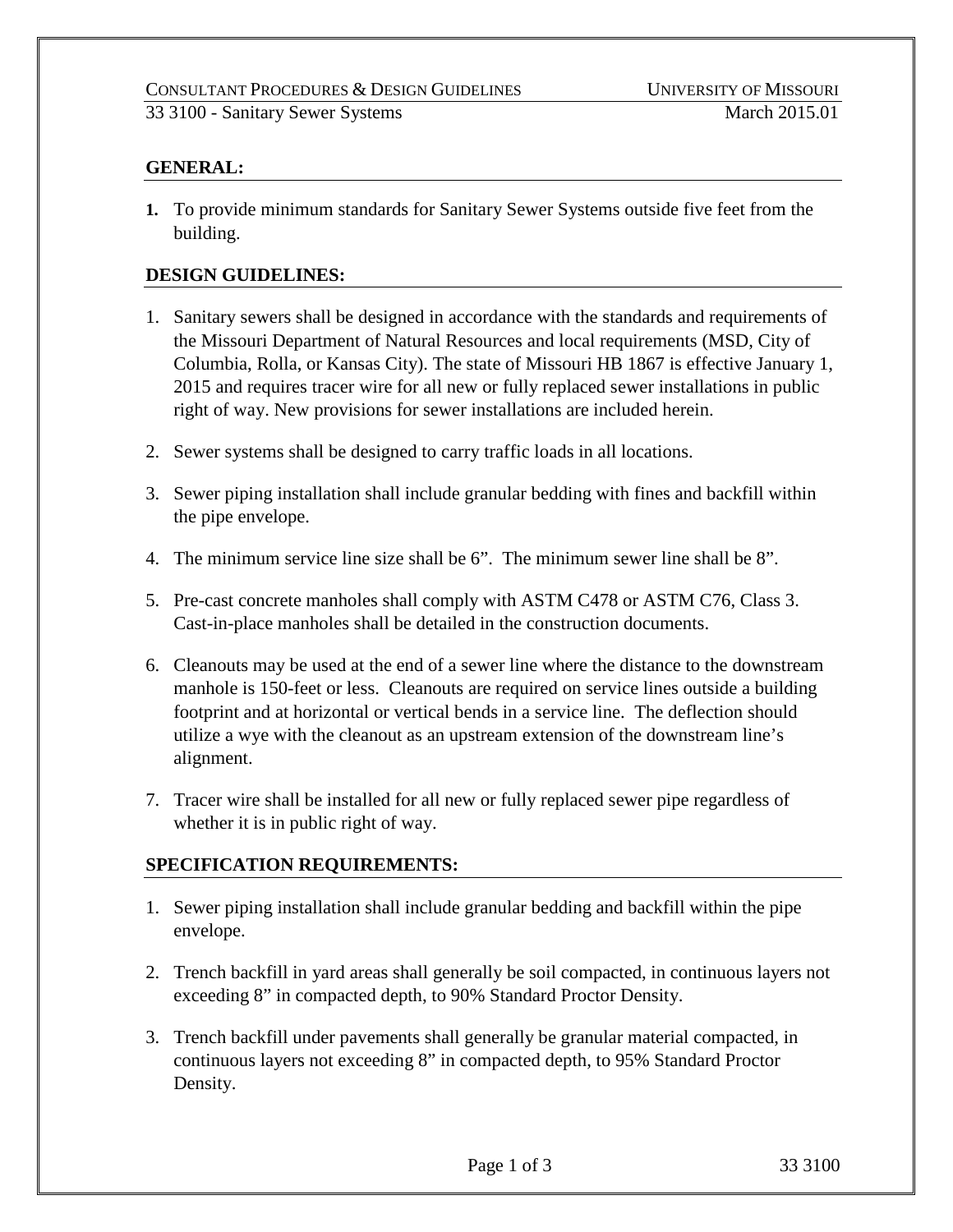## GENERAL:

1. To provide minimum standards for Sanitary Sewer Systems outside five feet from the building.

## DESIGN GUIDELINES:

1. Sanitary sewers shall be designed in accordance with the standards and requirements of the Missouri Department of Natural Resources and local requirements (MSD, City of Columbia, Rolla, or Kansas City). The state of Missouri HB 1867 is effective January 1, 2015 and requires tracer wire for all new or fully replaced sewer installations in public right of way. New provisions for sewer installations are included herein.

2. Sewer systems shall be designed to carry traffic loads in all locations.

3. Sewer piping installation shall include granular bedding with fines and backfill within the pipe envelope.

4. The minimum service line size shall be 6". The minimum sewer line shall be 8".

5. Pre-cast concrete manholes shall comply with ASTM C478 or ASTM C76, Class 3. Cast-in-place manholes shall be detailed in the construction documents.

6. Cleanouts may be used at the end of a sewer line where the distance to the downstream manhole is 150-feet or less. Cleanouts are required on service lines outside a building footprint and at horizontal or vertical bends in a service line. The deflection should utilize a wye with the cleanout as an upstream extension of the downstream line's alignment.

7. Tracer wire shall be installed for all new or fully replaced sewer pipe regardless of whether it is in public right of way.

## SPECIFICATION REQUIREMENTS:

1. Sewer piping installation shall include granular bedding and backfill within the pipe envelope.

2. Trench backfill in yard areas shall generally be soil compacted, in continuous layers not exceeding 8" in compacted depth, to 90% Standard Proctor Density.

3. Trench backfill under pavements shall generally be granular material compacted, in continuous layers not exceeding 8" in compacted depth, to 95% Standard Proctor Density.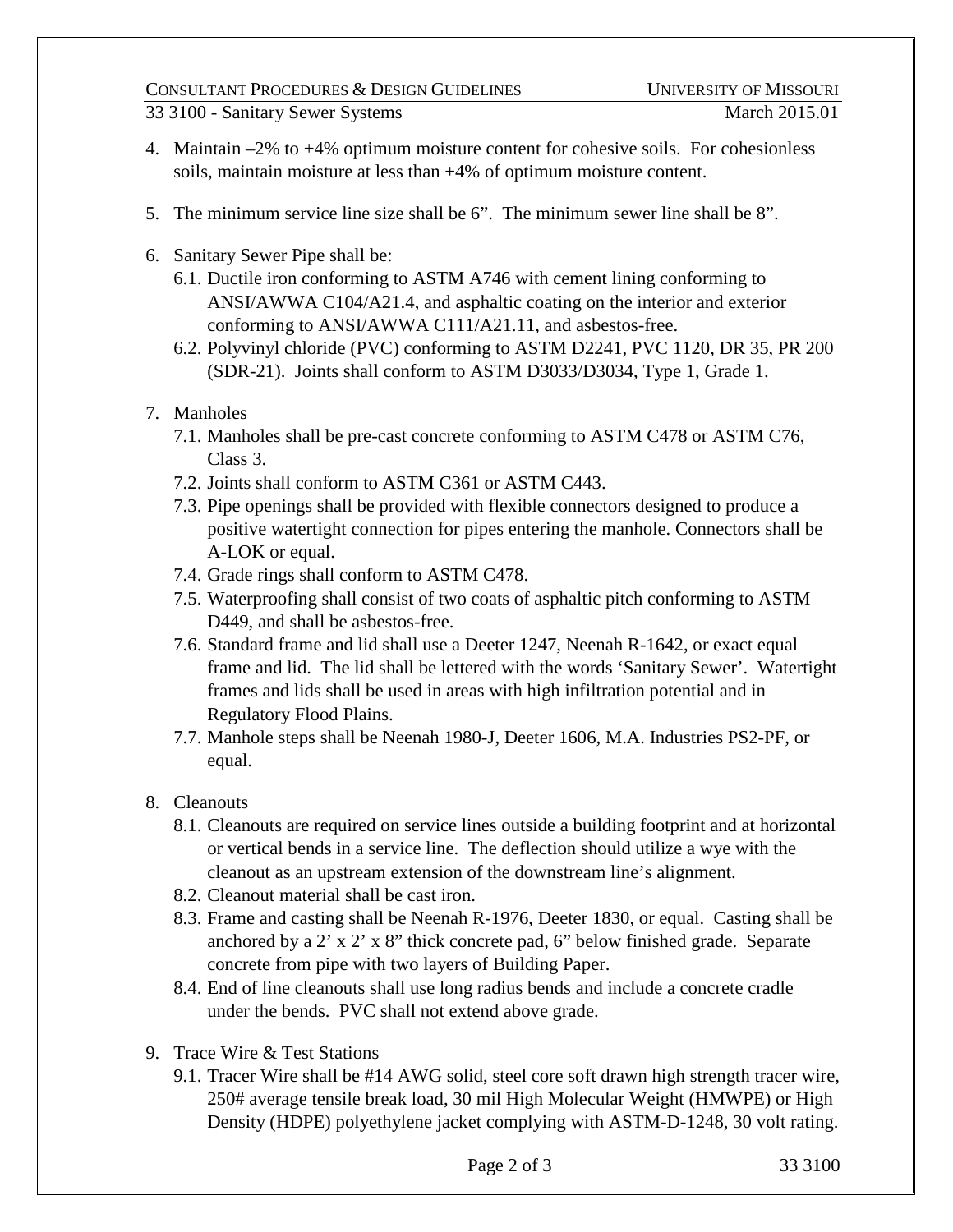4. Maintain –2% to +4% optimum moisture content for cohesive soils. For cohesionless soils, maintain moisture at less than +4% of optimum moisture content.

5. The minimum service line size shall be 6”. The minimum sewer line shall be 8”.

6. Sanitary Sewer Pipe shall be:
   6.1. Ductile iron conforming to ASTM A746 with cement lining conforming to ANSI/AWWA C104/A21.4, and asphaltic coating on the interior and exterior conforming to ANSI/AWWA C111/A21.11, and asbestos-free.
   6.2. Polyvinyl chloride (PVC) conforming to ASTM D2241, PVC 1120, DR 35, PR 200 (SDR-21). Joints shall conform to ASTM D3033/D3034, Type 1, Grade 1.

7. Manholes
   7.1. Manholes shall be pre-cast concrete conforming to ASTM C478 or ASTM C76, Class 3.
   7.2. Joints shall conform to ASTM C361 or ASTM C443.
   7.3. Pipe openings shall be provided with flexible connectors designed to produce a positive watertight connection for pipes entering the manhole. Connectors shall be A-LOK or equal.
   7.4. Grade rings shall conform to ASTM C478.
   7.5. Waterproofing shall consist of two coats of asphaltic pitch conforming to ASTM D449, and shall be asbestos-free.
   7.6. Standard frame and lid shall use a Deeter 1247, Neenah R-1642, or exact equal frame and lid. The lid shall be lettered with the words ‘Sanitary Sewer’. Watertight frames and lids shall be used in areas with high infiltration potential and in Regulatory Flood Plains.
   7.7. Manhole steps shall be Neenah 1980-J, Deeter 1606, M.A. Industries PS2-PF, or equal.

8. Cleanouts
   8.1. Cleanouts are required on service lines outside a building footprint and at horizontal or vertical bends in a service line. The deflection should utilize a wye with the cleanout as an upstream extension of the downstream line’s alignment.
   8.2. Cleanout material shall be cast iron.
   8.3. Frame and casting shall be Neenah R-1976, Deeter 1830, or equal. Casting shall be anchored by a 2’ x 2’ x 8” thick concrete pad, 6” below finished grade. Separate concrete from pipe with two layers of Building Paper.
   8.4. End of line cleanouts shall use long radius bends and include a concrete cradle under the bends. PVC shall not extend above grade.

9. Trace Wire & Test Stations
   9.1. Tracer Wire shall be #14 AWG solid, steel core soft drawn high strength tracer wire, 250# average tensile break load, 30 mil High Molecular Weight (HMWPE) or High Density (HDPE) polyethylene jacket complying with ASTM-D-1248, 30 volt rating.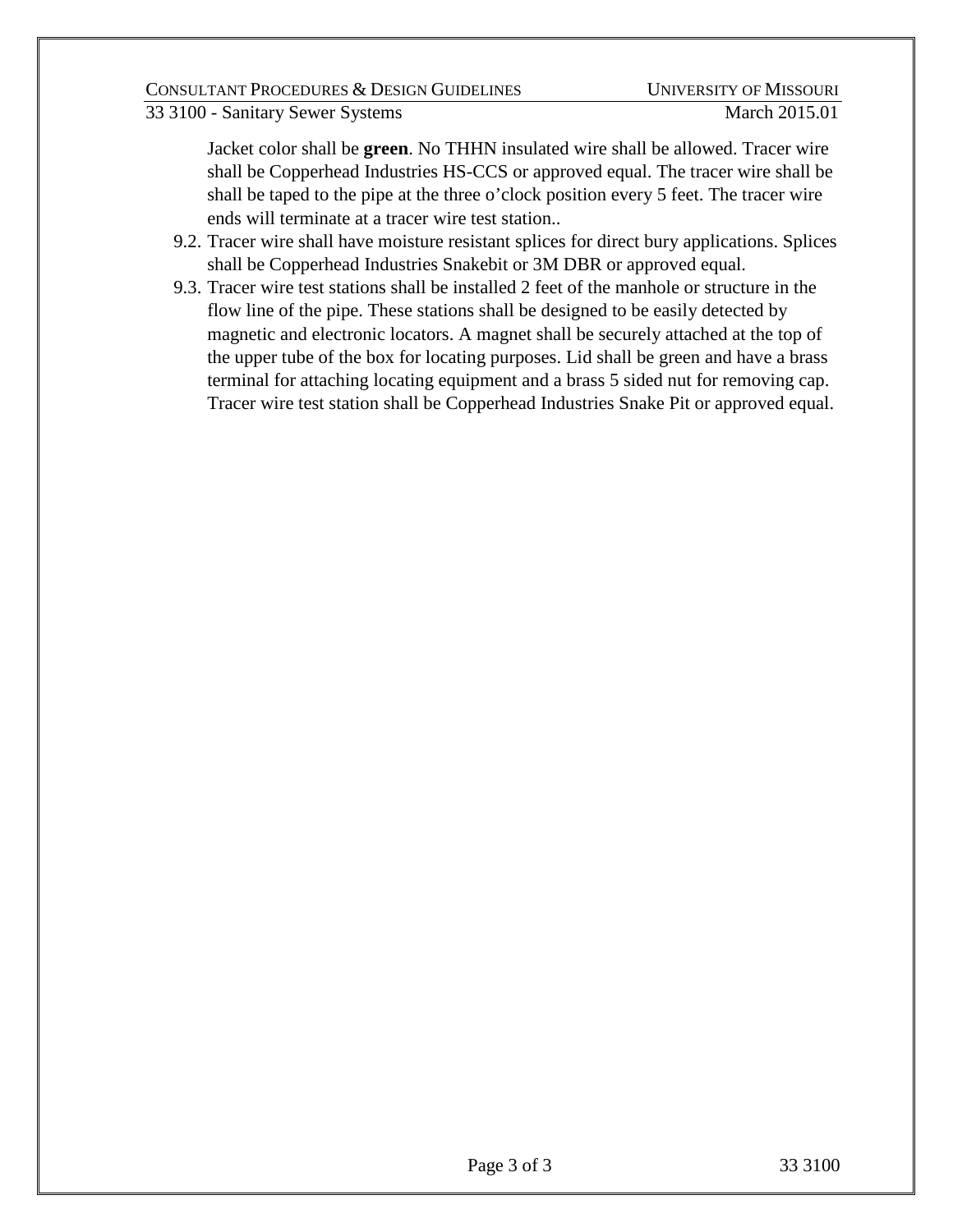Jacket color shall be **green**. No THHN insulated wire shall be allowed. Tracer wire shall be Copperhead Industries HS-CCS or approved equal. The tracer wire shall be shall be taped to the pipe at the three o'clock position every 5 feet. The tracer wire ends will terminate at a tracer wire test station..

9.2. Tracer wire shall have moisture resistant splices for direct bury applications. Splices shall be Copperhead Industries Snakebit or 3M DBR or approved equal.

9.3. Tracer wire test stations shall be installed 2 feet of the manhole or structure in the flow line of the pipe. These stations shall be designed to be easily detected by magnetic and electronic locators. A magnet shall be securely attached at the top of the upper tube of the box for locating purposes. Lid shall be green and have a brass terminal for attaching locating equipment and a brass 5 sided nut for removing cap. Tracer wire test station shall be Copperhead Industries Snake Pit or approved equal.